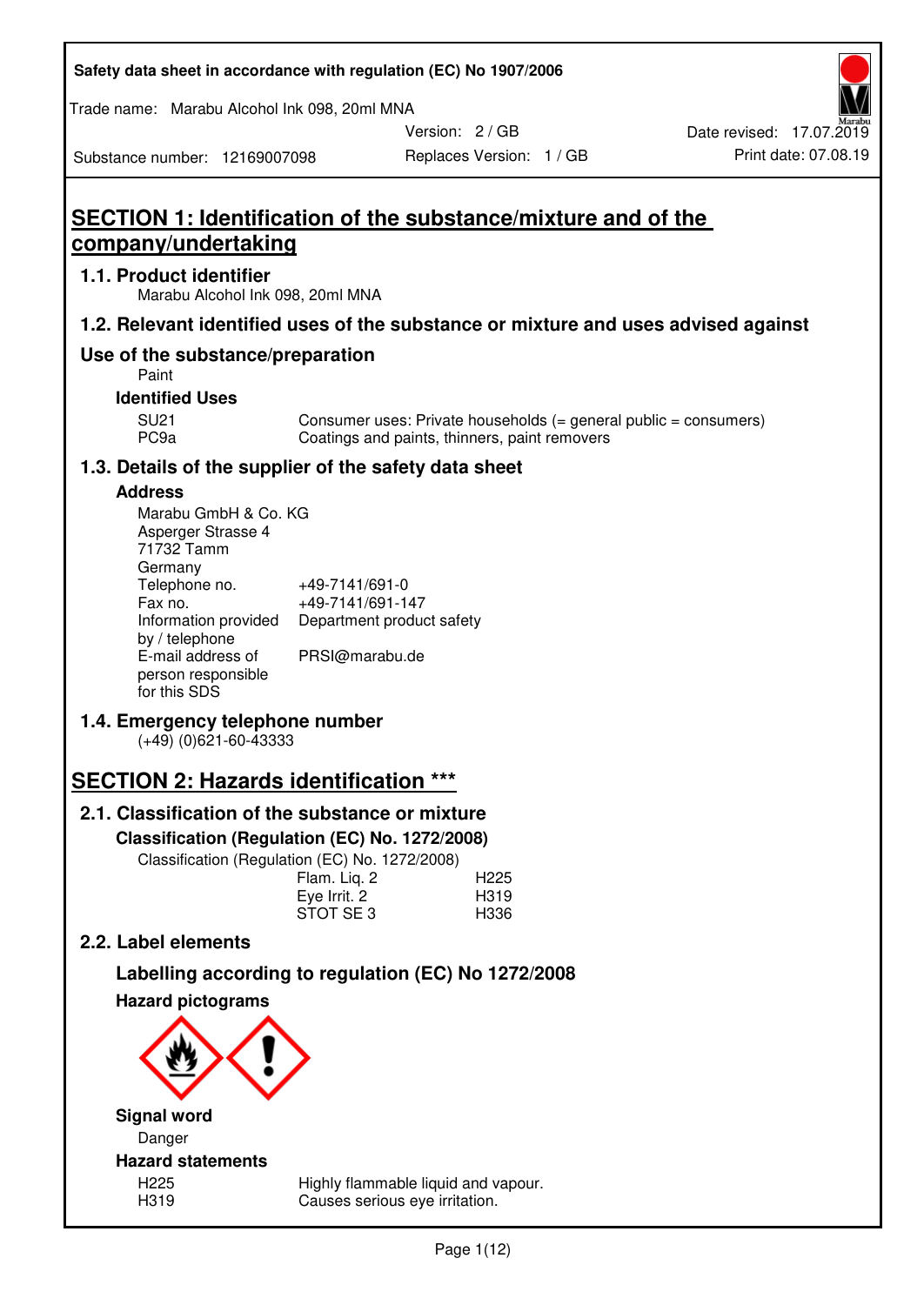Safety data sheet in accordance with regulation (EC) No 1907/2006

Trade name: Marabu Alcohol Ink 098, 20ml MNA

| | | |
|---|---|---|
| | Version: 2 / GB | Date revised: 17.07.2019 |
| Substance number: 12169007098 | Replaces Version: 1 / GB | Print date: 07.08.19 |

# SECTION 1: Identification of the substance/mixture and of the company/undertaking

## 1.1. Product identifier

Marabu Alcohol Ink 098, 20ml MNA

## 1.2. Relevant identified uses of the substance or mixture and uses advised against

## Use of the substance/preparation

Paint

### Identified Uses

| | |
|---|---|
| SU21 | Consumer uses: Private households (= general public = consumers) |
| PC9a | Coatings and paints, thinners, paint removers |

## 1.3. Details of the supplier of the safety data sheet

### Address

Marabu GmbH & Co. KG
Asperger Strasse 4
71732 Tamm
Germany

| | |
|---|---|
| Telephone no. | +49-7141/691-0 |
| Fax no. | +49-7141/691-147 |
| Information provided by / telephone | Department product safety |
| E-mail address of person responsible for this SDS | PRSI@marabu.de |

## 1.4. Emergency telephone number

(+49) (0)621-60-43333

# SECTION 2: Hazards identification ***

## 2.1. Classification of the substance or mixture

### Classification (Regulation (EC) No. 1272/2008)

Classification (Regulation (EC) No. 1272/2008)

| | |
|---|---|
| Flam. Liq. 2 | H225 |
| Eye Irrit. 2 | H319 |
| STOT SE 3 | H336 |

## 2.2. Label elements

### Labelling according to regulation (EC) No 1272/2008

### Hazard pictograms

### Signal word

Danger

### Hazard statements

| | |
|---|---|
| H225 | Highly flammable liquid and vapour. |
| H319 | Causes serious eye irritation. |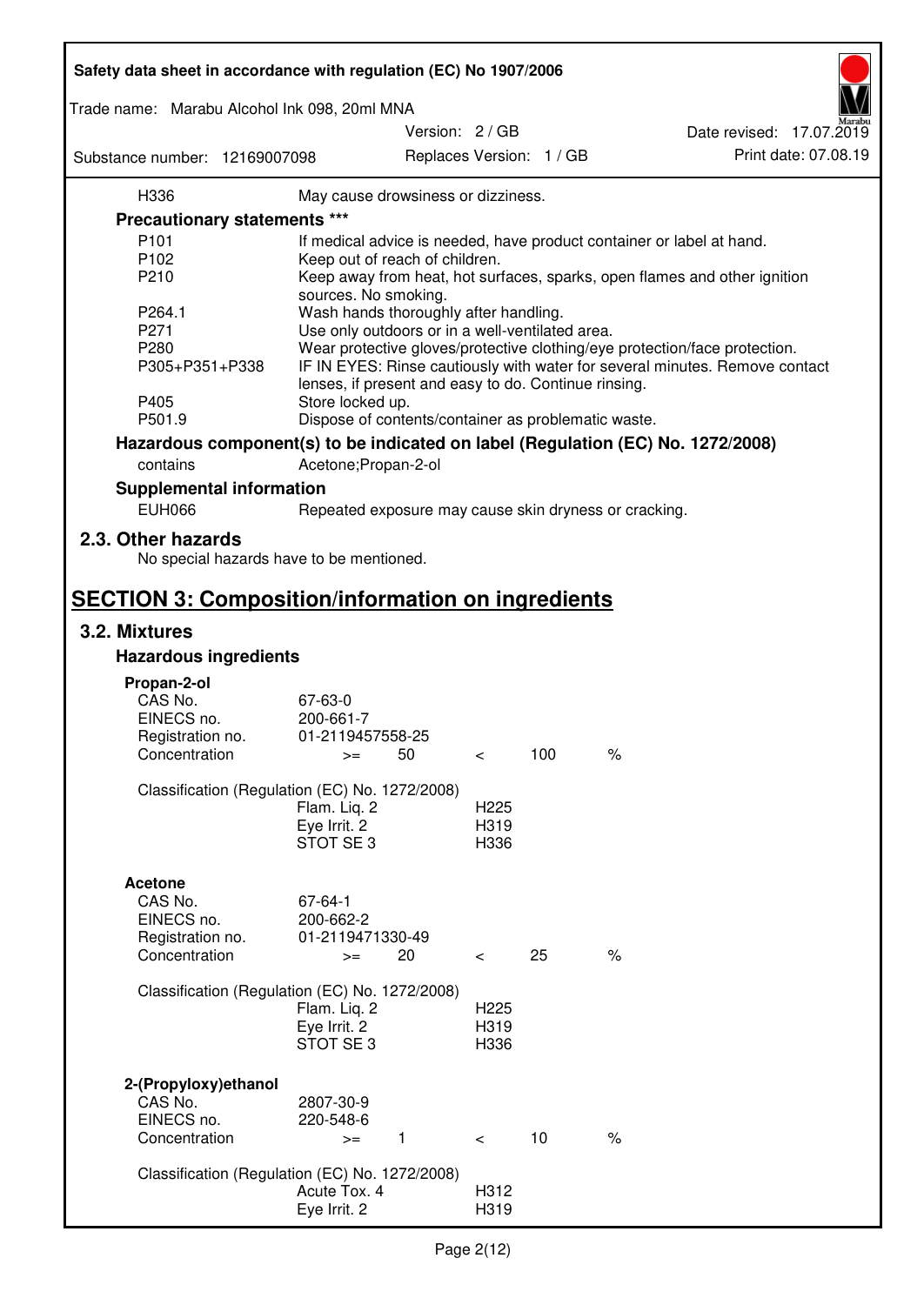| | |
|---|---|
| H336 | May cause drowsiness or dizziness. |

**Precautionary statements \*\*\***

| | |
|---|---|
| P101 | If medical advice is needed, have product container or label at hand. |
| P102 | Keep out of reach of children. |
| P210 | Keep away from heat, hot surfaces, sparks, open flames and other ignition sources. No smoking. |
| P264.1 | Wash hands thoroughly after handling. |
| P271 | Use only outdoors or in a well-ventilated area. |
| P280 | Wear protective gloves/protective clothing/eye protection/face protection. |
| P305+P351+P338 | IF IN EYES: Rinse cautiously with water for several minutes. Remove contact lenses, if present and easy to do. Continue rinsing. |
| P405 | Store locked up. |
| P501.9 | Dispose of contents/container as problematic waste. |

**Hazardous component(s) to be indicated on label (Regulation (EC) No. 1272/2008)**

| | |
|---|---|
| contains | Acetone;Propan-2-ol |

**Supplemental information**

| | |
|---|---|
| EUH066 | Repeated exposure may cause skin dryness or cracking. |

## 2.3. Other hazards

No special hazards have to be mentioned.

# SECTION 3: Composition/information on ingredients

## 3.2. Mixtures

### Hazardous ingredients

**Propan-2-ol**

| | | | | | |
|---|---|---|---|---|---|
| CAS No. | 67-63-0 | | | | |
| EINECS no. | 200-661-7 | | | | |
| Registration no. | 01-2119457558-25 | | | | |
| Concentration | >= | 50 | < | 100 | % |

Classification (Regulation (EC) No. 1272/2008)

| | |
|---|---|
| Flam. Liq. 2 | H225 |
| Eye Irrit. 2 | H319 |
| STOT SE 3 | H336 |

**Acetone**

| | | | | | |
|---|---|---|---|---|---|
| CAS No. | 67-64-1 | | | | |
| EINECS no. | 200-662-2 | | | | |
| Registration no. | 01-2119471330-49 | | | | |
| Concentration | >= | 20 | < | 25 | % |

Classification (Regulation (EC) No. 1272/2008)

| | |
|---|---|
| Flam. Liq. 2 | H225 |
| Eye Irrit. 2 | H319 |
| STOT SE 3 | H336 |

**2-(Propyloxy)ethanol**

| | | | | | |
|---|---|---|---|---|---|
| CAS No. | 2807-30-9 | | | | |
| EINECS no. | 220-548-6 | | | | |
| Concentration | >= | 1 | < | 10 | % |

Classification (Regulation (EC) No. 1272/2008)

| | |
|---|---|
| Acute Tox. 4 | H312 |
| Eye Irrit. 2 | H319 |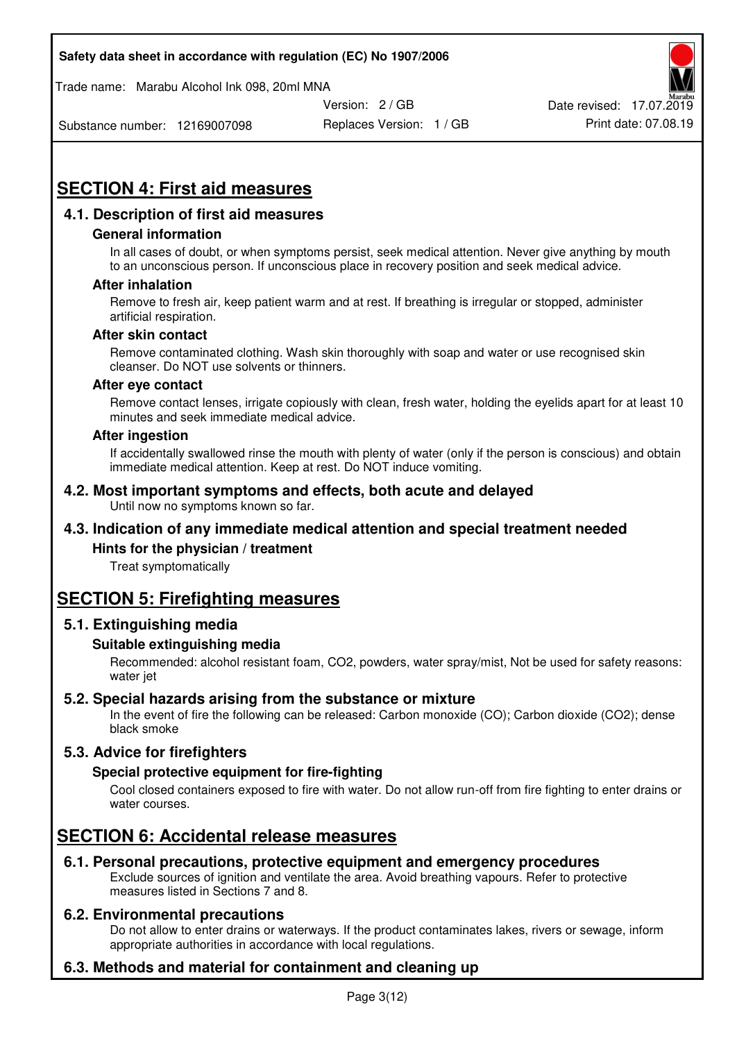# SECTION 4: First aid measures

## 4.1. Description of first aid measures

### General information

In all cases of doubt, or when symptoms persist, seek medical attention. Never give anything by mouth to an unconscious person. If unconscious place in recovery position and seek medical advice.

### After inhalation

Remove to fresh air, keep patient warm and at rest. If breathing is irregular or stopped, administer artificial respiration.

### After skin contact

Remove contaminated clothing. Wash skin thoroughly with soap and water or use recognised skin cleanser. Do NOT use solvents or thinners.

### After eye contact

Remove contact lenses, irrigate copiously with clean, fresh water, holding the eyelids apart for at least 10 minutes and seek immediate medical advice.

### After ingestion

If accidentally swallowed rinse the mouth with plenty of water (only if the person is conscious) and obtain immediate medical attention. Keep at rest. Do NOT induce vomiting.

## 4.2. Most important symptoms and effects, both acute and delayed

Until now no symptoms known so far.

## 4.3. Indication of any immediate medical attention and special treatment needed

### Hints for the physician / treatment

Treat symptomatically

# SECTION 5: Firefighting measures

## 5.1. Extinguishing media

### Suitable extinguishing media

Recommended: alcohol resistant foam, $CO_2$, powders, water spray/mist, Not be used for safety reasons: water jet

## 5.2. Special hazards arising from the substance or mixture

In the event of fire the following can be released: Carbon monoxide (CO); Carbon dioxide ($CO_2$); dense black smoke

## 5.3. Advice for firefighters

### Special protective equipment for fire-fighting

Cool closed containers exposed to fire with water. Do not allow run-off from fire fighting to enter drains or water courses.

# SECTION 6: Accidental release measures

## 6.1. Personal precautions, protective equipment and emergency procedures

Exclude sources of ignition and ventilate the area. Avoid breathing vapours. Refer to protective measures listed in Sections 7 and 8.

## 6.2. Environmental precautions

Do not allow to enter drains or waterways. If the product contaminates lakes, rivers or sewage, inform appropriate authorities in accordance with local regulations.

## 6.3. Methods and material for containment and cleaning up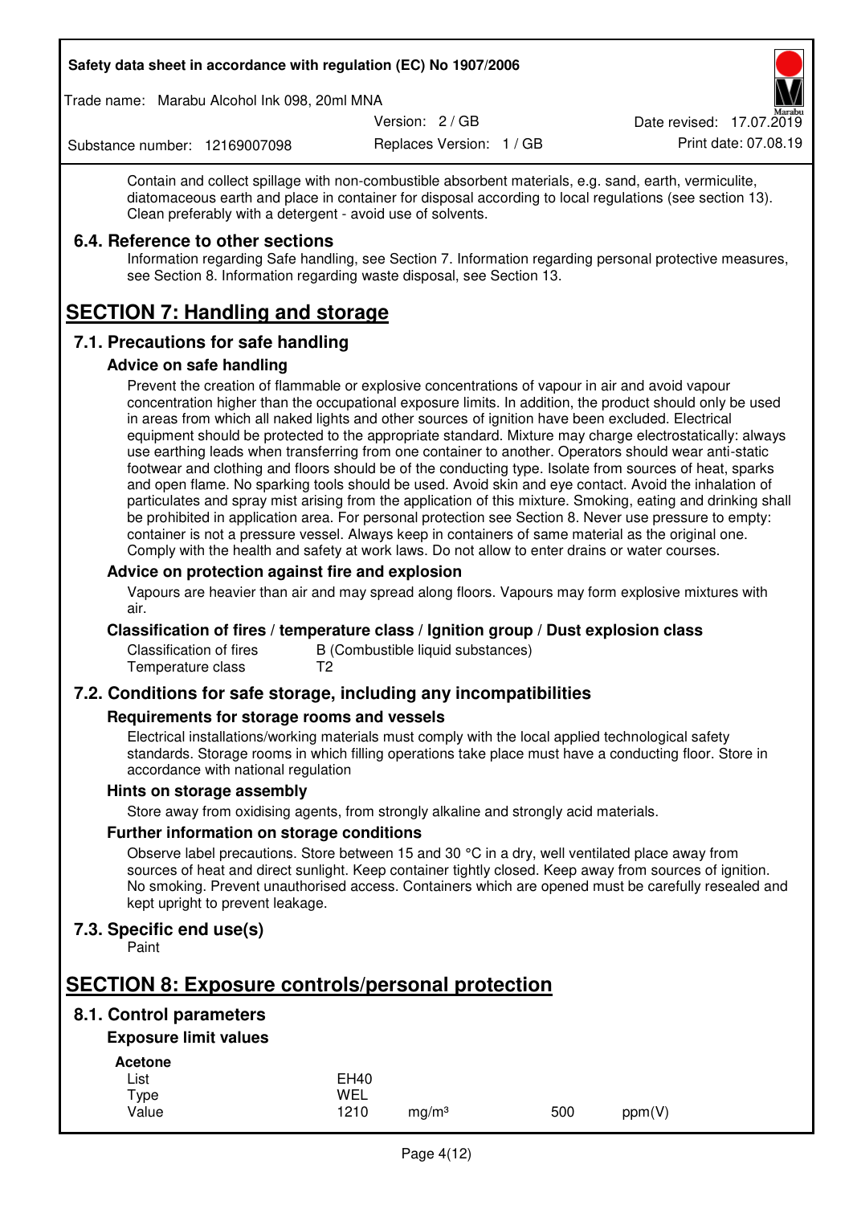Contain and collect spillage with non-combustible absorbent materials, e.g. sand, earth, vermiculite, diatomaceous earth and place in container for disposal according to local regulations (see section 13). Clean preferably with a detergent - avoid use of solvents.

### 6.4. Reference to other sections

Information regarding Safe handling, see Section 7. Information regarding personal protective measures, see Section 8. Information regarding waste disposal, see Section 13.

## SECTION 7: Handling and storage

### 7.1. Precautions for safe handling

#### Advice on safe handling

Prevent the creation of flammable or explosive concentrations of vapour in air and avoid vapour concentration higher than the occupational exposure limits. In addition, the product should only be used in areas from which all naked lights and other sources of ignition have been excluded. Electrical equipment should be protected to the appropriate standard. Mixture may charge electrostatically: always use earthing leads when transferring from one container to another. Operators should wear anti-static footwear and clothing and floors should be of the conducting type. Isolate from sources of heat, sparks and open flame. No sparking tools should be used. Avoid skin and eye contact. Avoid the inhalation of particulates and spray mist arising from the application of this mixture. Smoking, eating and drinking shall be prohibited in application area. For personal protection see Section 8. Never use pressure to empty: container is not a pressure vessel. Always keep in containers of same material as the original one. Comply with the health and safety at work laws. Do not allow to enter drains or water courses.

#### Advice on protection against fire and explosion

Vapours are heavier than air and may spread along floors. Vapours may form explosive mixtures with air.

#### Classification of fires / temperature class / Ignition group / Dust explosion class

| | |
|---|---|
| Classification of fires | B (Combustible liquid substances) |
| Temperature class | T2 |

### 7.2. Conditions for safe storage, including any incompatibilities

#### Requirements for storage rooms and vessels

Electrical installations/working materials must comply with the local applied technological safety standards. Storage rooms in which filling operations take place must have a conducting floor. Store in accordance with national regulation

#### Hints on storage assembly

Store away from oxidising agents, from strongly alkaline and strongly acid materials.

#### Further information on storage conditions

Observe label precautions. Store between 15 and 30 °C in a dry, well ventilated place away from sources of heat and direct sunlight. Keep container tightly closed. Keep away from sources of ignition. No smoking. Prevent unauthorised access. Containers which are opened must be carefully resealed and kept upright to prevent leakage.

### 7.3. Specific end use(s)

Paint

## SECTION 8: Exposure controls/personal protection

### 8.1. Control parameters

#### Exposure limit values

**Acetone**

| | | | | |
|---|---|---|---|---|
| List | EH40 | | | |
| Type | WEL | | | |
| Value | 1210 | mg/m³ | 500 | ppm(V) |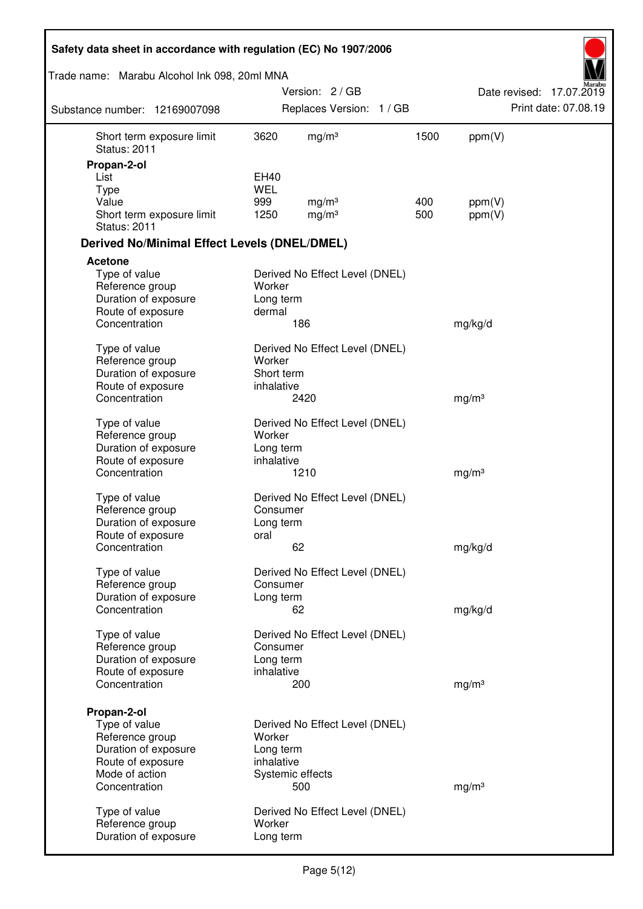| | | | | |
|---|---|---|---|---|
| Short term exposure limit | 3620 | mg/m³ | 1500 | ppm(V) |
| Status: 2011 | | | | |

**Propan-2-ol**

| | | | | |
|---|---|---|---|---|
| List | EH40 | | | |
| Type | WEL | | | |
| Value | 999 | mg/m³ | 400 | ppm(V) |
| Short term exposure limit | 1250 | mg/m³ | 500 | ppm(V) |
| Status: 2011 | | | | |

## Derived No/Minimal Effect Levels (DNEL/DMEL)

**Acetone**

| | | |
|---|---|---|
| Type of value | Derived No Effect Level (DNEL) | |
| Reference group | Worker | |
| Duration of exposure | Long term | |
| Route of exposure | dermal | |
| Concentration | 186 | mg/kg/d |

| | | |
|---|---|---|
| Type of value | Derived No Effect Level (DNEL) | |
| Reference group | Worker | |
| Duration of exposure | Short term | |
| Route of exposure | inhalative | |
| Concentration | 2420 | mg/m³ |

| | | |
|---|---|---|
| Type of value | Derived No Effect Level (DNEL) | |
| Reference group | Worker | |
| Duration of exposure | Long term | |
| Route of exposure | inhalative | |
| Concentration | 1210 | mg/m³ |

| | | |
|---|---|---|
| Type of value | Derived No Effect Level (DNEL) | |
| Reference group | Consumer | |
| Duration of exposure | Long term | |
| Route of exposure | oral | |
| Concentration | 62 | mg/kg/d |

| | | |
|---|---|---|
| Type of value | Derived No Effect Level (DNEL) | |
| Reference group | Consumer | |
| Duration of exposure | Long term | |
| Concentration | 62 | mg/kg/d |

| | | |
|---|---|---|
| Type of value | Derived No Effect Level (DNEL) | |
| Reference group | Consumer | |
| Duration of exposure | Long term | |
| Route of exposure | inhalative | |
| Concentration | 200 | mg/m³ |

**Propan-2-ol**

| | | |
|---|---|---|
| Type of value | Derived No Effect Level (DNEL) | |
| Reference group | Worker | |
| Duration of exposure | Long term | |
| Route of exposure | inhalative | |
| Mode of action | Systemic effects | |
| Concentration | 500 | mg/m³ |

| | |
|---|---|
| Type of value | Derived No Effect Level (DNEL) |
| Reference group | Worker |
| Duration of exposure | Long term |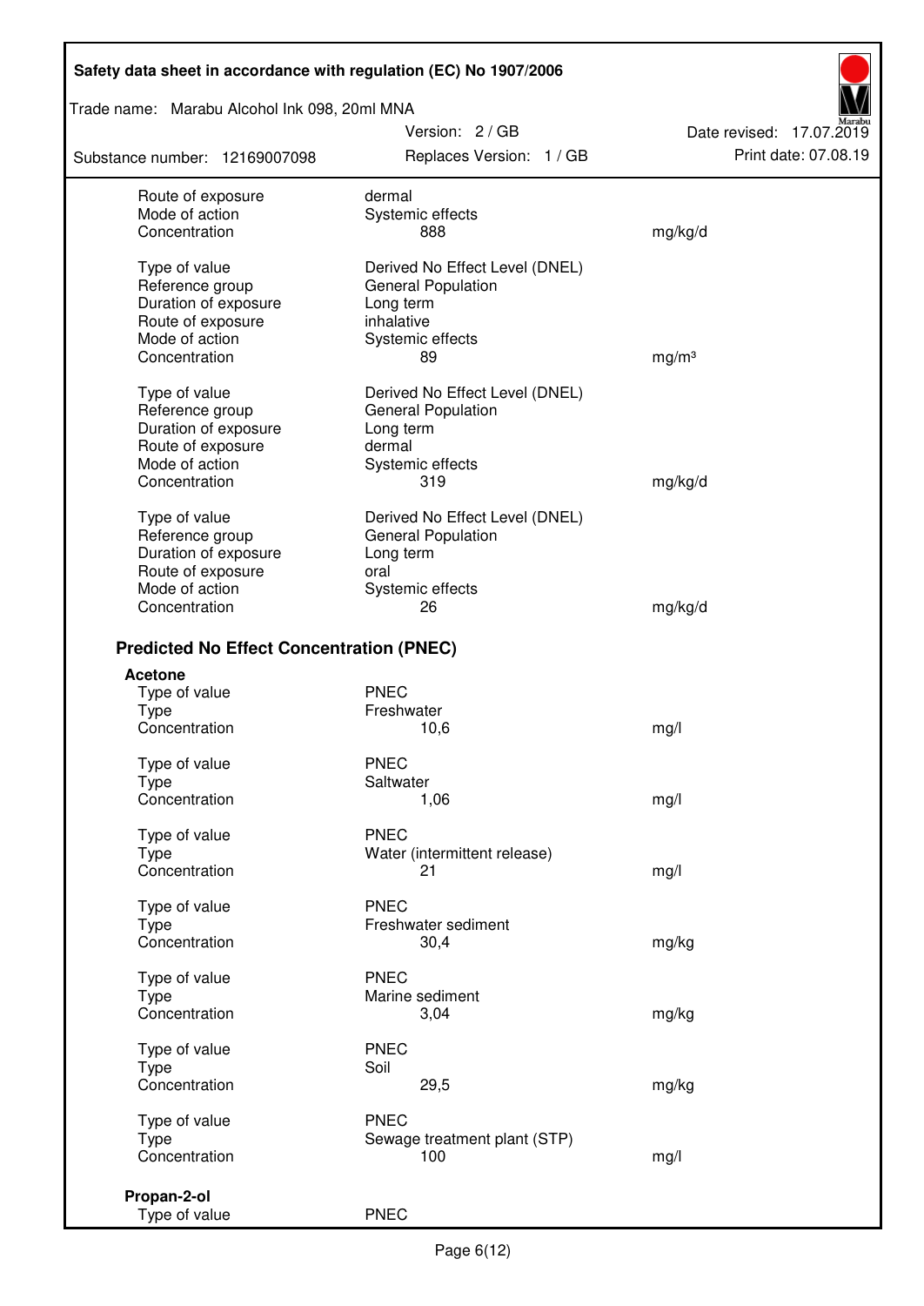| | | |
|---|---|---|
| Route of exposure | dermal | |
| Mode of action | Systemic effects | |
| Concentration | 888 | mg/kg/d |
| | | |
| Type of value | Derived No Effect Level (DNEL) | |
| Reference group | General Population | |
| Duration of exposure | Long term | |
| Route of exposure | inhalative | |
| Mode of action | Systemic effects | |
| Concentration | 89 | mg/m³ |
| | | |
| Type of value | Derived No Effect Level (DNEL) | |
| Reference group | General Population | |
| Duration of exposure | Long term | |
| Route of exposure | dermal | |
| Mode of action | Systemic effects | |
| Concentration | 319 | mg/kg/d |
| | | |
| Type of value | Derived No Effect Level (DNEL) | |
| Reference group | General Population | |
| Duration of exposure | Long term | |
| Route of exposure | oral | |
| Mode of action | Systemic effects | |
| Concentration | 26 | mg/kg/d |

### Predicted No Effect Concentration (PNEC)

**Acetone**

| | | |
|---|---|---|
| Type of value | PNEC | |
| Type | Freshwater | |
| Concentration | 10,6 | mg/l |
| | | |
| Type of value | PNEC | |
| Type | Saltwater | |
| Concentration | 1,06 | mg/l |
| | | |
| Type of value | PNEC | |
| Type | Water (intermittent release) | |
| Concentration | 21 | mg/l |
| | | |
| Type of value | PNEC | |
| Type | Freshwater sediment | |
| Concentration | 30,4 | mg/kg |
| | | |
| Type of value | PNEC | |
| Type | Marine sediment | |
| Concentration | 3,04 | mg/kg |
| | | |
| Type of value | PNEC | |
| Type | Soil | |
| Concentration | 29,5 | mg/kg |
| | | |
| Type of value | PNEC | |
| Type | Sewage treatment plant (STP) | |
| Concentration | 100 | mg/l |

**Propan-2-ol**

| | |
|---|---|
| Type of value | PNEC |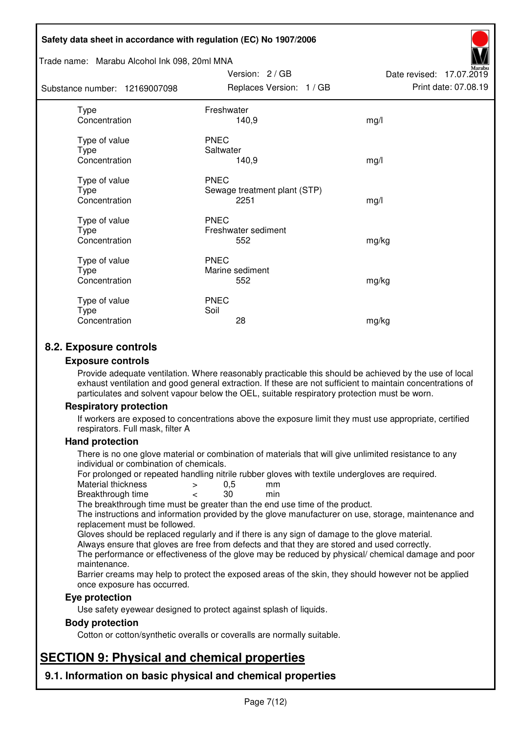| | | |
|---|---|---|
| Type | Freshwater | |
| Concentration | 140,9 | mg/l |
| | | |
| Type of value | PNEC | |
| Type | Saltwater | |
| Concentration | 140,9 | mg/l |
| | | |
| Type of value | PNEC | |
| Type | Sewage treatment plant (STP) | |
| Concentration | 2251 | mg/l |
| | | |
| Type of value | PNEC | |
| Type | Freshwater sediment | |
| Concentration | 552 | mg/kg |
| | | |
| Type of value | PNEC | |
| Type | Marine sediment | |
| Concentration | 552 | mg/kg |
| | | |
| Type of value | PNEC | |
| Type | Soil | |
| Concentration | 28 | mg/kg |

## 8.2. Exposure controls

### Exposure controls

Provide adequate ventilation. Where reasonably practicable this should be achieved by the use of local exhaust ventilation and good general extraction. If these are not sufficient to maintain concentrations of particulates and solvent vapour below the OEL, suitable respiratory protection must be worn.

### Respiratory protection

If workers are exposed to concentrations above the exposure limit they must use appropriate, certified respirators. Full mask, filter A

### Hand protection

There is no one glove material or combination of materials that will give unlimited resistance to any individual or combination of chemicals.

For prolonged or repeated handling nitrile rubber gloves with textile undergloves are required.

| | | | |
|---|---|---|---|
| Material thickness | > | 0,5 | mm |
| Breakthrough time | < | 30 | min |

The breakthrough time must be greater than the end use time of the product.

The instructions and information provided by the glove manufacturer on use, storage, maintenance and replacement must be followed.

Gloves should be replaced regularly and if there is any sign of damage to the glove material.

Always ensure that gloves are free from defects and that they are stored and used correctly.

The performance or effectiveness of the glove may be reduced by physical/ chemical damage and poor maintenance.

Barrier creams may help to protect the exposed areas of the skin, they should however not be applied once exposure has occurred.

### Eye protection

Use safety eyewear designed to protect against splash of liquids.

### Body protection

Cotton or cotton/synthetic overalls or coveralls are normally suitable.

# SECTION 9: Physical and chemical properties

## 9.1. Information on basic physical and chemical properties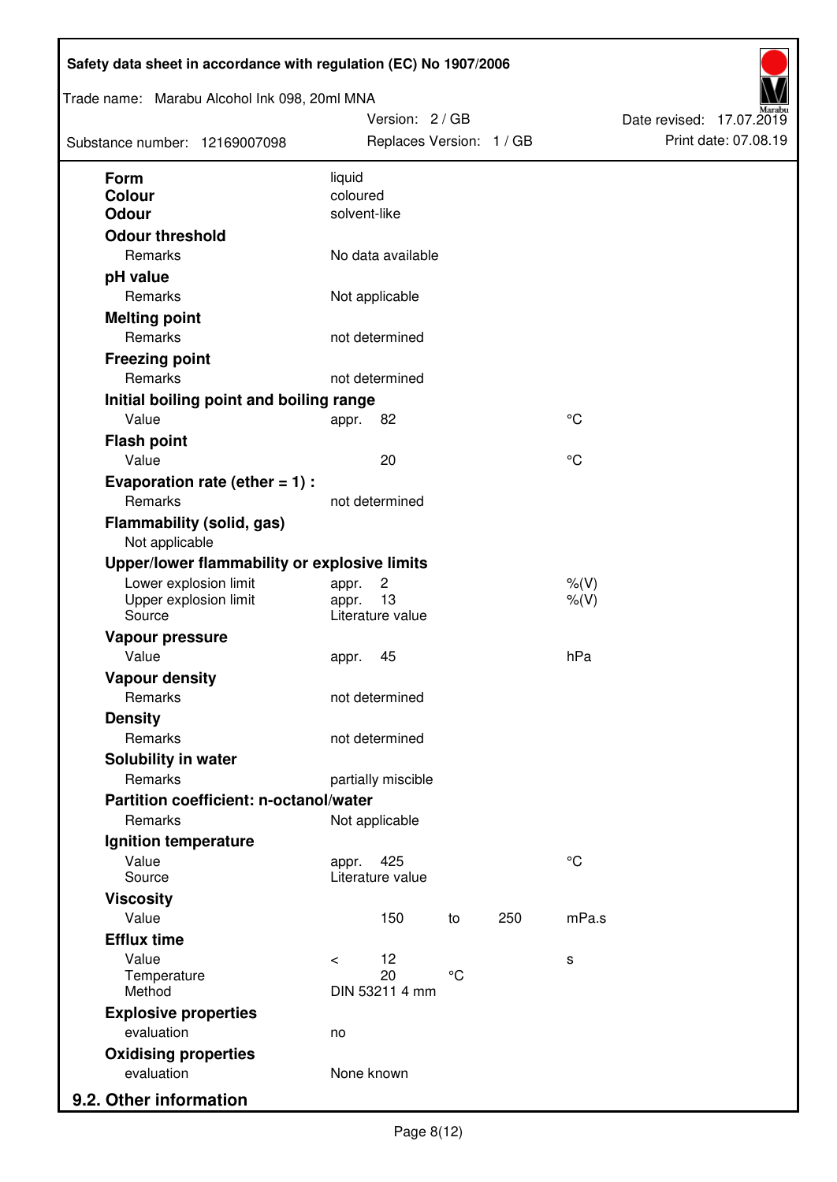| | | | | | |
|---|---|---|---|---|---|
| **Form** | liquid | | | | |
| **Colour** | coloured | | | | |
| **Odour** | solvent-like | | | | |
| **Odour threshold** | | | | | |
| Remarks | No data available | | | | |
| **pH value** | | | | | |
| Remarks | Not applicable | | | | |
| **Melting point** | | | | | |
| Remarks | not determined | | | | |
| **Freezing point** | | | | | |
| Remarks | not determined | | | | |
| **Initial boiling point and boiling range** | | | | | |
| Value | appr. | 82 | | | °C |
| **Flash point** | | | | | |
| Value | | 20 | | | °C |
| **Evaporation rate (ether = 1) :** | | | | | |
| Remarks | not determined | | | | |
| **Flammability (solid, gas)** | | | | | |
| Not applicable | | | | | |
| **Upper/lower flammability or explosive limits** | | | | | |
| Lower explosion limit | appr. | 2 | | | %(V) |
| Upper explosion limit | appr. | 13 | | | %(V) |
| Source | Literature value | | | | |
| **Vapour pressure** | | | | | |
| Value | appr. | 45 | | | hPa |
| **Vapour density** | | | | | |
| Remarks | not determined | | | | |
| **Density** | | | | | |
| Remarks | not determined | | | | |
| **Solubility in water** | | | | | |
| Remarks | partially miscible | | | | |
| **Partition coefficient: n-octanol/water** | | | | | |
| Remarks | Not applicable | | | | |
| **Ignition temperature** | | | | | |
| Value | appr. | 425 | | | °C |
| Source | Literature value | | | | |
| **Viscosity** | | | | | |
| Value | | 150 | to | 250 | mPa.s |
| **Efflux time** | | | | | |
| Value | < | 12 | | | s |
| Temperature | | 20 | °C | | |
| Method | DIN 53211 4 mm | | | | |
| **Explosive properties** | | | | | |
| evaluation | no | | | | |
| **Oxidising properties** | | | | | |
| evaluation | None known | | | | |

## 9.2. Other information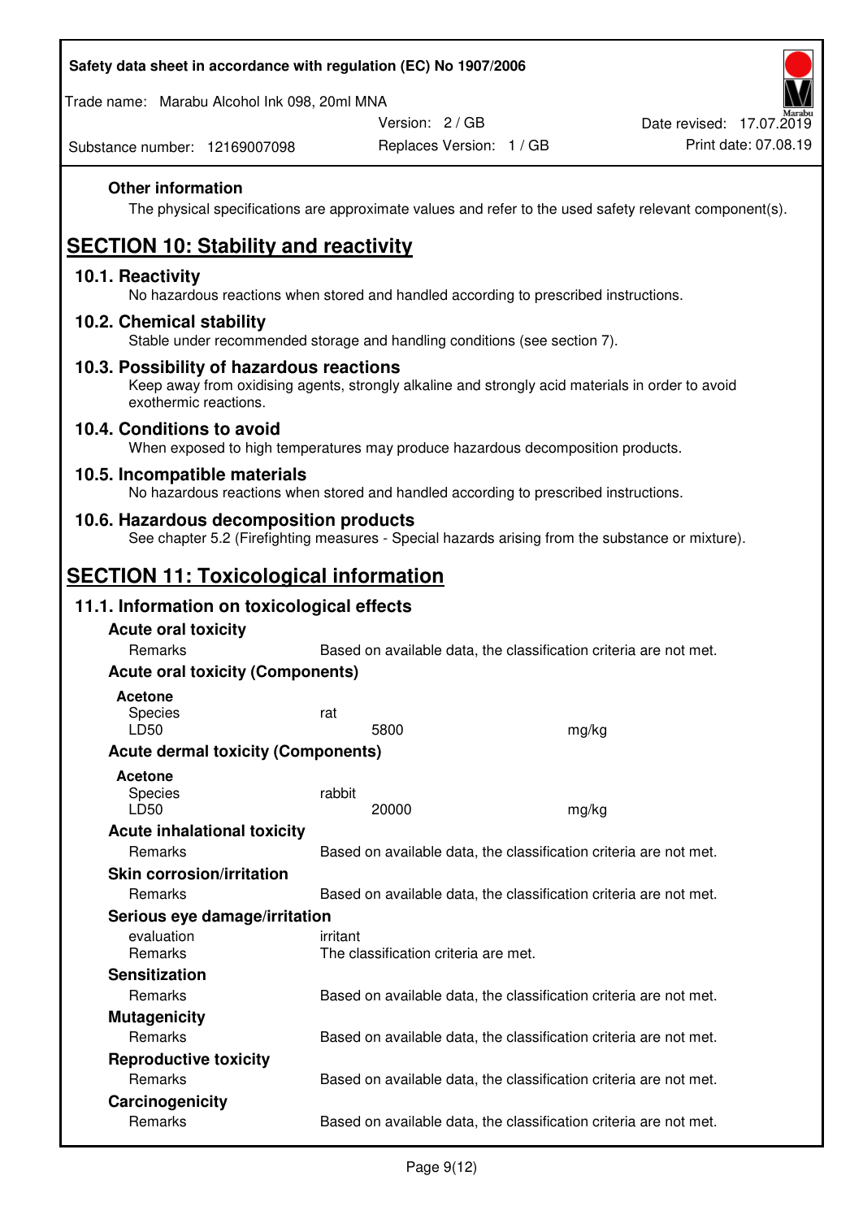**Other information**

The physical specifications are approximate values and refer to the used safety relevant component(s).

# SECTION 10: Stability and reactivity

## 10.1. Reactivity

No hazardous reactions when stored and handled according to prescribed instructions.

## 10.2. Chemical stability

Stable under recommended storage and handling conditions (see section 7).

## 10.3. Possibility of hazardous reactions

Keep away from oxidising agents, strongly alkaline and strongly acid materials in order to avoid exothermic reactions.

## 10.4. Conditions to avoid

When exposed to high temperatures may produce hazardous decomposition products.

## 10.5. Incompatible materials

No hazardous reactions when stored and handled according to prescribed instructions.

## 10.6. Hazardous decomposition products

See chapter 5.2 (Firefighting measures - Special hazards arising from the substance or mixture).

# SECTION 11: Toxicological information

## 11.1. Information on toxicological effects

**Acute oral toxicity**

| Remarks | Based on available data, the classification criteria are not met. | |
|---|---|---|

**Acute oral toxicity (Components)**

**Acetone**

| Species | rat | |
|---|---|---|
| LD50 | 5800 | mg/kg |

**Acute dermal toxicity (Components)**

**Acetone**

| Species | rabbit | |
|---|---|---|
| LD50 | 20000 | mg/kg |

**Acute inhalational toxicity**

Remarks: Based on available data, the classification criteria are not met.

**Skin corrosion/irritation**

Remarks: Based on available data, the classification criteria are not met.

**Serious eye damage/irritation**

evaluation: irritant
Remarks: The classification criteria are met.

**Sensitization**

Remarks: Based on available data, the classification criteria are not met.

**Mutagenicity**

Remarks: Based on available data, the classification criteria are not met.

**Reproductive toxicity**

Remarks: Based on available data, the classification criteria are not met.

**Carcinogenicity**

Remarks: Based on available data, the classification criteria are not met.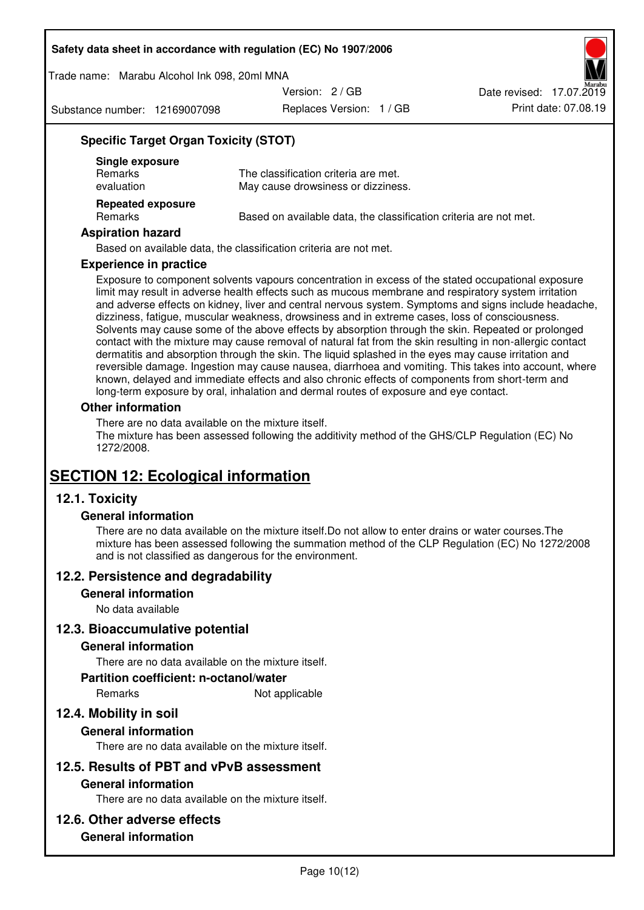### Specific Target Organ Toxicity (STOT)

**Single exposure**

| | |
|---|---|
| Remarks | The classification criteria are met. |
| evaluation | May cause drowsiness or dizziness. |

**Repeated exposure**

| | |
|---|---|
| Remarks | Based on available data, the classification criteria are not met. |

### Aspiration hazard

Based on available data, the classification criteria are not met.

### Experience in practice

Exposure to component solvents vapours concentration in excess of the stated occupational exposure limit may result in adverse health effects such as mucous membrane and respiratory system irritation and adverse effects on kidney, liver and central nervous system. Symptoms and signs include headache, dizziness, fatigue, muscular weakness, drowsiness and in extreme cases, loss of consciousness. Solvents may cause some of the above effects by absorption through the skin. Repeated or prolonged contact with the mixture may cause removal of natural fat from the skin resulting in non-allergic contact dermatitis and absorption through the skin. The liquid splashed in the eyes may cause irritation and reversible damage. Ingestion may cause nausea, diarrhoea and vomiting. This takes into account, where known, delayed and immediate effects and also chronic effects of components from short-term and long-term exposure by oral, inhalation and dermal routes of exposure and eye contact.

### Other information

There are no data available on the mixture itself.
The mixture has been assessed following the additivity method of the GHS/CLP Regulation (EC) No 1272/2008.

# SECTION 12: Ecological information

## 12.1. Toxicity

### General information

There are no data available on the mixture itself.Do not allow to enter drains or water courses.The mixture has been assessed following the summation method of the CLP Regulation (EC) No 1272/2008 and is not classified as dangerous for the environment.

## 12.2. Persistence and degradability

### General information

No data available

## 12.3. Bioaccumulative potential

### General information

There are no data available on the mixture itself.

### Partition coefficient: n-octanol/water

| | |
|---|---|
| Remarks | Not applicable |

## 12.4. Mobility in soil

### General information

There are no data available on the mixture itself.

## 12.5. Results of PBT and vPvB assessment

### General information

There are no data available on the mixture itself.

## 12.6. Other adverse effects

### General information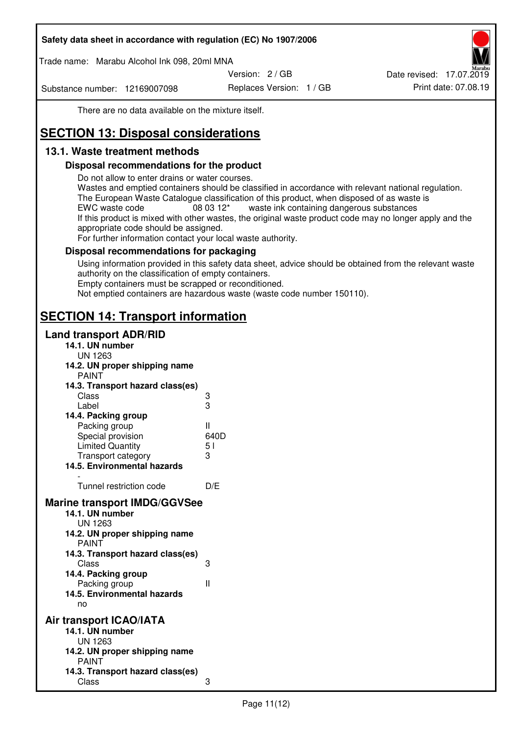There are no data available on the mixture itself.

# SECTION 13: Disposal considerations

## 13.1. Waste treatment methods

### Disposal recommendations for the product

Do not allow to enter drains or water courses.
Wastes and emptied containers should be classified in accordance with relevant national regulation.
The European Waste Catalogue classification of this product, when disposed of as waste is
EWC waste code 08 03 12* waste ink containing dangerous substances
If this product is mixed with other wastes, the original waste product code may no longer apply and the appropriate code should be assigned.
For further information contact your local waste authority.

### Disposal recommendations for packaging

Using information provided in this safety data sheet, advice should be obtained from the relevant waste authority on the classification of empty containers.
Empty containers must be scrapped or reconditioned.
Not emptied containers are hazardous waste (waste code number 150110).

# SECTION 14: Transport information

## Land transport ADR/RID

**14.1. UN number**
UN 1263

**14.2. UN proper shipping name**
PAINT

**14.3. Transport hazard class(es)**

| | |
|---|---|
| Class | 3 |
| Label | 3 |

**14.4. Packing group**

| | |
|---|---|
| Packing group | II |
| Special provision | 640D |
| Limited Quantity | 5 l |
| Transport category | 3 |

**14.5. Environmental hazards**
-

| | |
|---|---|
| Tunnel restriction code | D/E |

## Marine transport IMDG/GGVSee

**14.1. UN number**
UN 1263

**14.2. UN proper shipping name**
PAINT

**14.3. Transport hazard class(es)**

| | |
|---|---|
| Class | 3 |

**14.4. Packing group**

| | |
|---|---|
| Packing group | II |

**14.5. Environmental hazards**
no

## Air transport ICAO/IATA

**14.1. UN number**
UN 1263

**14.2. UN proper shipping name**
PAINT

**14.3. Transport hazard class(es)**

| | |
|---|---|
| Class | 3 |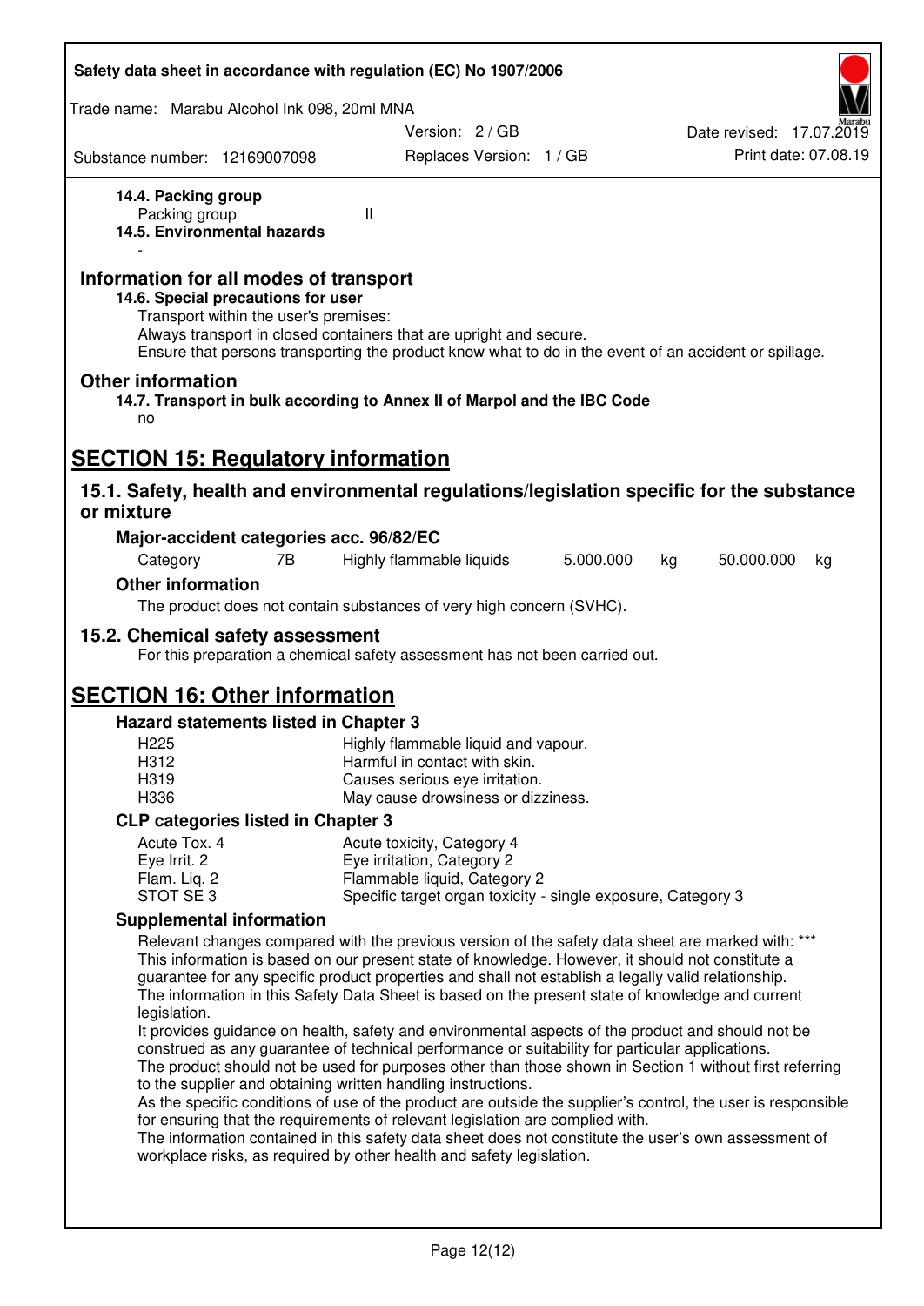#### 14.4. Packing group

Packing group II

#### 14.5. Environmental hazards

-

### Information for all modes of transport

#### 14.6. Special precautions for user

Transport within the user's premises:
Always transport in closed containers that are upright and secure.
Ensure that persons transporting the product know what to do in the event of an accident or spillage.

### Other information

#### 14.7. Transport in bulk according to Annex II of Marpol and the IBC Code

no

# SECTION 15: Regulatory information

## 15.1. Safety, health and environmental regulations/legislation specific for the substance or mixture

### Major-accident categories acc. 96/82/EC

| | | | | | | |
|---|---|---|---|---|---|---|
| Category | 7B | Highly flammable liquids | 5.000.000 | kg | 50.000.000 | kg |

### Other information

The product does not contain substances of very high concern (SVHC).

## 15.2. Chemical safety assessment

For this preparation a chemical safety assessment has not been carried out.

# SECTION 16: Other information

### Hazard statements listed in Chapter 3

| | |
|---|---|
| H225 | Highly flammable liquid and vapour. |
| H312 | Harmful in contact with skin. |
| H319 | Causes serious eye irritation. |
| H336 | May cause drowsiness or dizziness. |

### CLP categories listed in Chapter 3

| | |
|---|---|
| Acute Tox. 4 | Acute toxicity, Category 4 |
| Eye Irrit. 2 | Eye irritation, Category 2 |
| Flam. Liq. 2 | Flammable liquid, Category 2 |
| STOT SE 3 | Specific target organ toxicity - single exposure, Category 3 |

### Supplemental information

Relevant changes compared with the previous version of the safety data sheet are marked with: ***
This information is based on our present state of knowledge. However, it should not constitute a guarantee for any specific product properties and shall not establish a legally valid relationship.
The information in this Safety Data Sheet is based on the present state of knowledge and current legislation.
It provides guidance on health, safety and environmental aspects of the product and should not be construed as any guarantee of technical performance or suitability for particular applications.
The product should not be used for purposes other than those shown in Section 1 without first referring to the supplier and obtaining written handling instructions.
As the specific conditions of use of the product are outside the supplier's control, the user is responsible for ensuring that the requirements of relevant legislation are complied with.
The information contained in this safety data sheet does not constitute the user's own assessment of workplace risks, as required by other health and safety legislation.